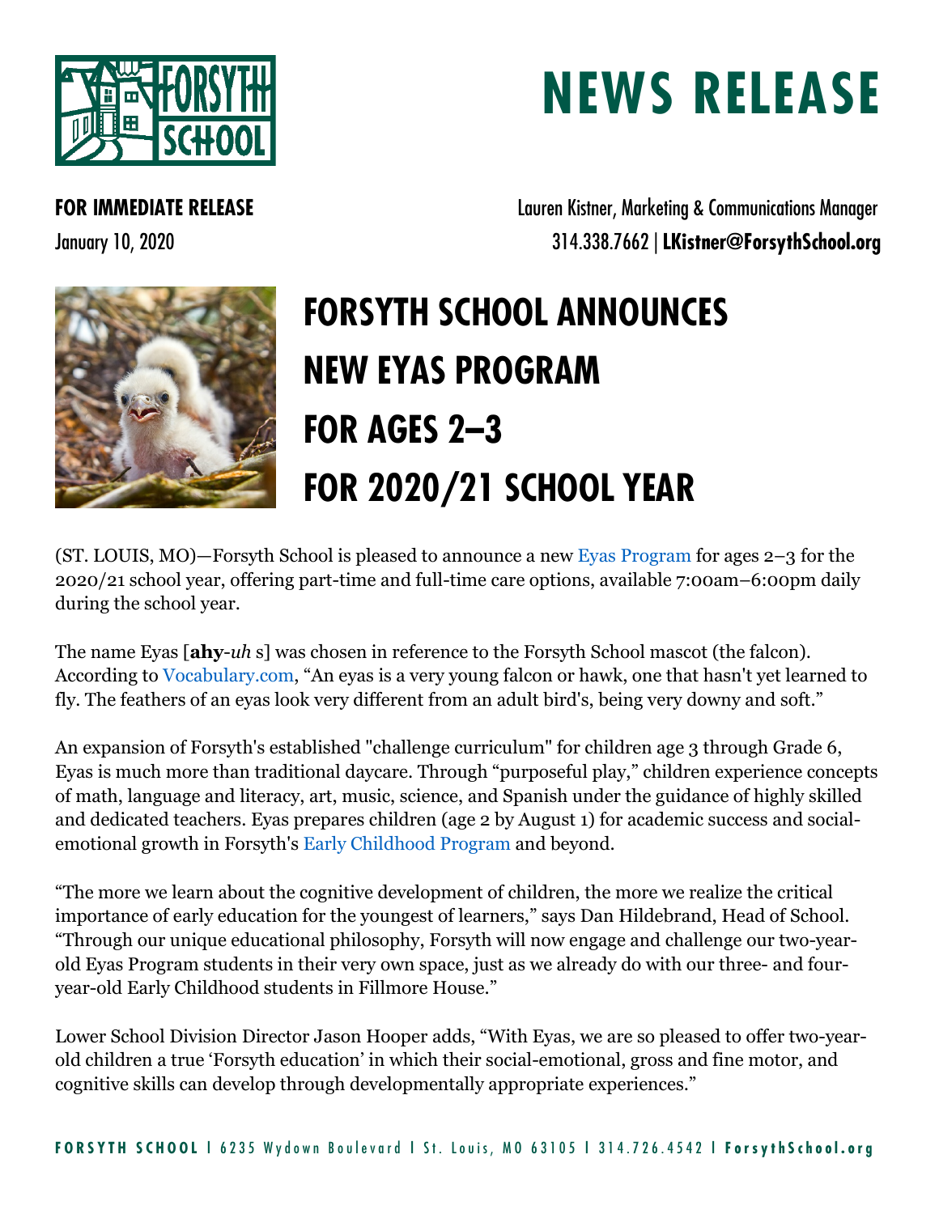# NEWS RELEASE

**FOR IMMEDIATE RELEASE**
January 10, 2020

Lauren Kistner, Marketing & Communications Manager
314.338.7662 | **LKistner@ForsythSchool.org**

# FORSYTH SCHOOL ANNOUNCES NEW EYAS PROGRAM FOR AGES 2–3 FOR 2020/21 SCHOOL YEAR

(ST. LOUIS, MO)—Forsyth School is pleased to announce a new Eyas Program for ages 2–3 for the 2020/21 school year, offering part-time and full-time care options, available 7:00am–6:00pm daily during the school year.

The name Eyas [**ahy**-*uh* s] was chosen in reference to the Forsyth School mascot (the falcon). According to Vocabulary.com, "An eyas is a very young falcon or hawk, one that hasn't yet learned to fly. The feathers of an eyas look very different from an adult bird's, being very downy and soft."

An expansion of Forsyth's established "challenge curriculum" for children age 3 through Grade 6, Eyas is much more than traditional daycare. Through "purposeful play," children experience concepts of math, language and literacy, art, music, science, and Spanish under the guidance of highly skilled and dedicated teachers. Eyas prepares children (age 2 by August 1) for academic success and social-emotional growth in Forsyth's Early Childhood Program and beyond.

"The more we learn about the cognitive development of children, the more we realize the critical importance of early education for the youngest of learners," says Dan Hildebrand, Head of School. "Through our unique educational philosophy, Forsyth will now engage and challenge our two-year-old Eyas Program students in their very own space, just as we already do with our three- and four-year-old Early Childhood students in Fillmore House."

Lower School Division Director Jason Hooper adds, "With Eyas, we are so pleased to offer two-year-old children a true 'Forsyth education' in which their social-emotional, gross and fine motor, and cognitive skills can develop through developmentally appropriate experiences."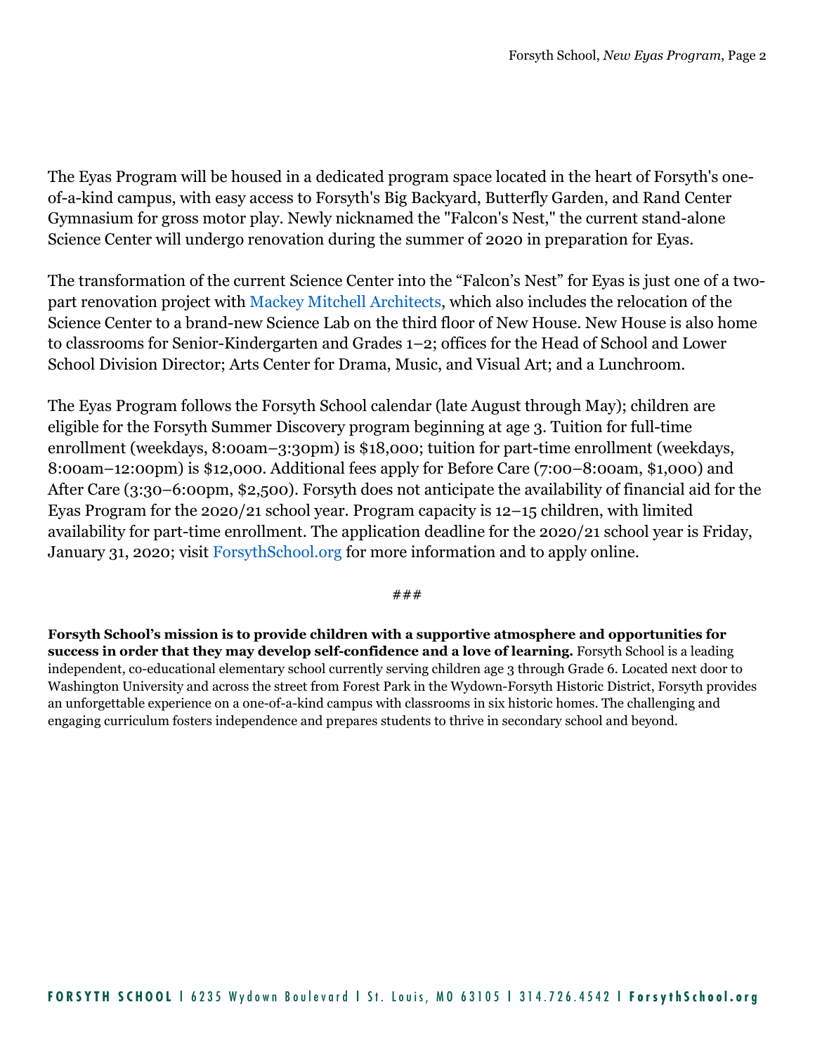The Eyas Program will be housed in a dedicated program space located in the heart of Forsyth's one-of-a-kind campus, with easy access to Forsyth's Big Backyard, Butterfly Garden, and Rand Center Gymnasium for gross motor play. Newly nicknamed the "Falcon's Nest," the current stand-alone Science Center will undergo renovation during the summer of 2020 in preparation for Eyas.

The transformation of the current Science Center into the "Falcon's Nest" for Eyas is just one of a two-part renovation project with Mackey Mitchell Architects, which also includes the relocation of the Science Center to a brand-new Science Lab on the third floor of New House. New House is also home to classrooms for Senior-Kindergarten and Grades 1–2; offices for the Head of School and Lower School Division Director; Arts Center for Drama, Music, and Visual Art; and a Lunchroom.

The Eyas Program follows the Forsyth School calendar (late August through May); children are eligible for the Forsyth Summer Discovery program beginning at age 3. Tuition for full-time enrollment (weekdays, 8:00am–3:30pm) is $18,000; tuition for part-time enrollment (weekdays, 8:00am–12:00pm) is $12,000. Additional fees apply for Before Care (7:00–8:00am, $1,000) and After Care (3:30–6:00pm, $2,500). Forsyth does not anticipate the availability of financial aid for the Eyas Program for the 2020/21 school year. Program capacity is 12–15 children, with limited availability for part-time enrollment. The application deadline for the 2020/21 school year is Friday, January 31, 2020; visit ForsythSchool.org for more information and to apply online.

###

**Forsyth School's mission is to provide children with a supportive atmosphere and opportunities for success in order that they may develop self-confidence and a love of learning.** Forsyth School is a leading independent, co-educational elementary school currently serving children age 3 through Grade 6. Located next door to Washington University and across the street from Forest Park in the Wydown-Forsyth Historic District, Forsyth provides an unforgettable experience on a one-of-a-kind campus with classrooms in six historic homes. The challenging and engaging curriculum fosters independence and prepares students to thrive in secondary school and beyond.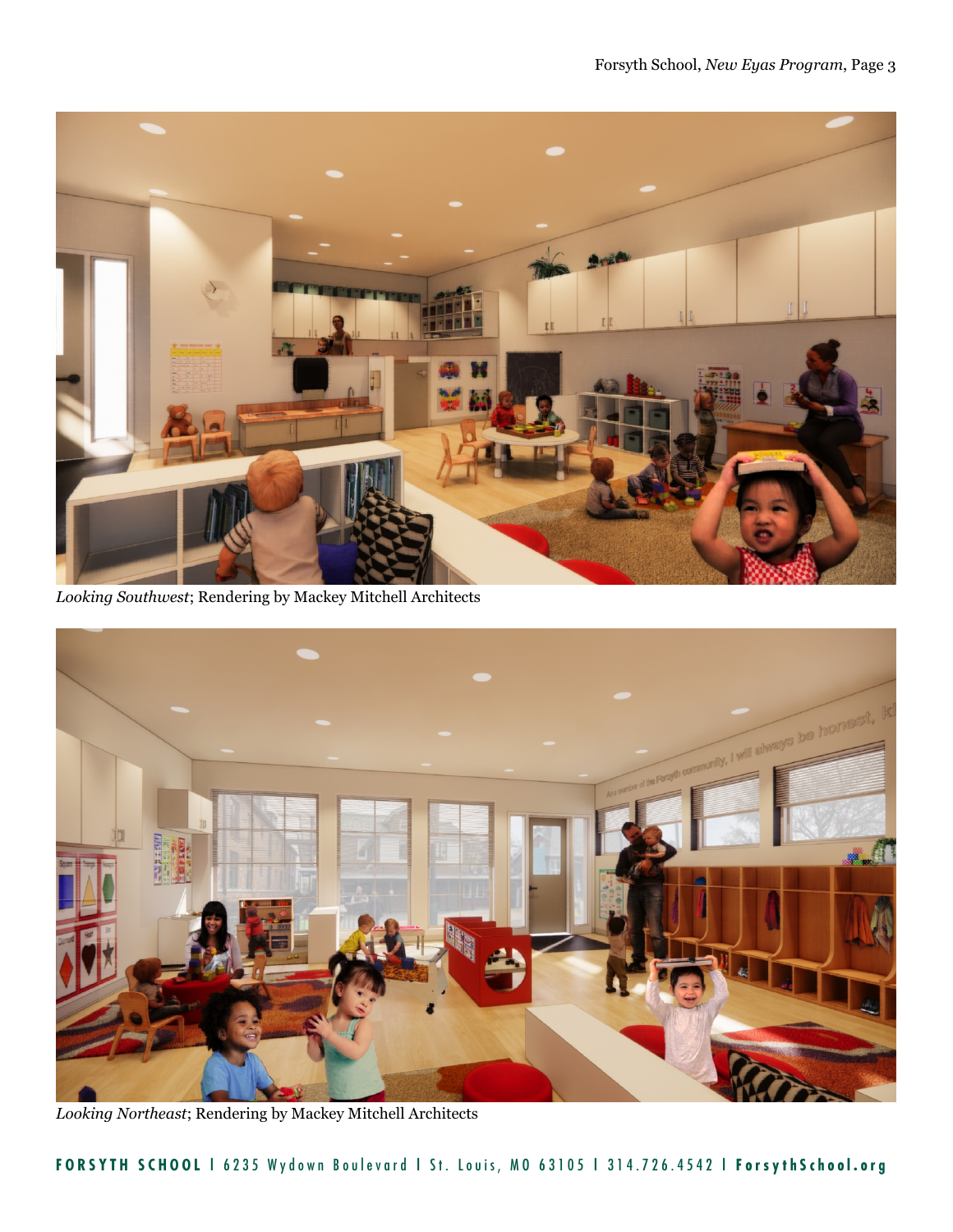*Looking Southwest*; Rendering by Mackey Mitchell Architects

*Looking Northeast*; Rendering by Mackey Mitchell Architects